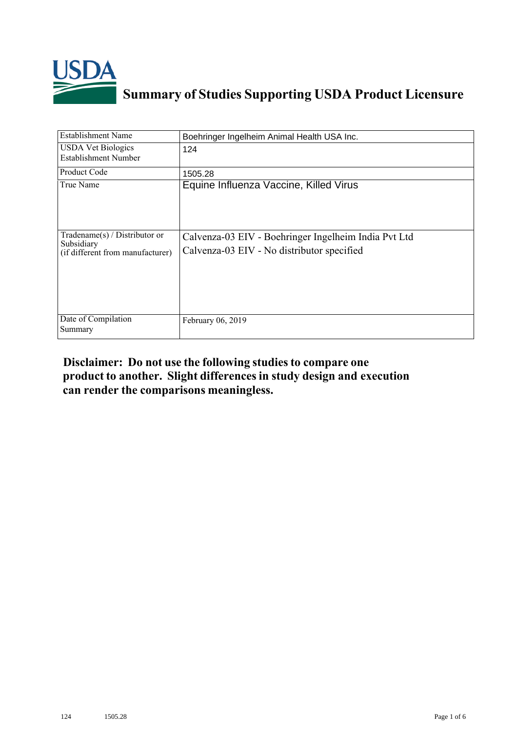# Summary of Studies Supporting USDA Product Licensure

| | |
|---|---|
| Establishment Name | Boehringer Ingelheim Animal Health USA Inc. |
| USDA Vet Biologics Establishment Number | 124 |
| Product Code | 1505.28 |
| True Name | Equine Influenza Vaccine, Killed Virus |
| Tradename(s) / Distributor or Subsidiary (if different from manufacturer) | Calvenza-03 EIV - Boehringer Ingelheim India Pvt Ltd<br>Calvenza-03 EIV - No distributor specified |
| Date of Compilation Summary | February 06, 2019 |

**Disclaimer: Do not use the following studies to compare one product to another. Slight differences in study design and execution can render the comparisons meaningless.**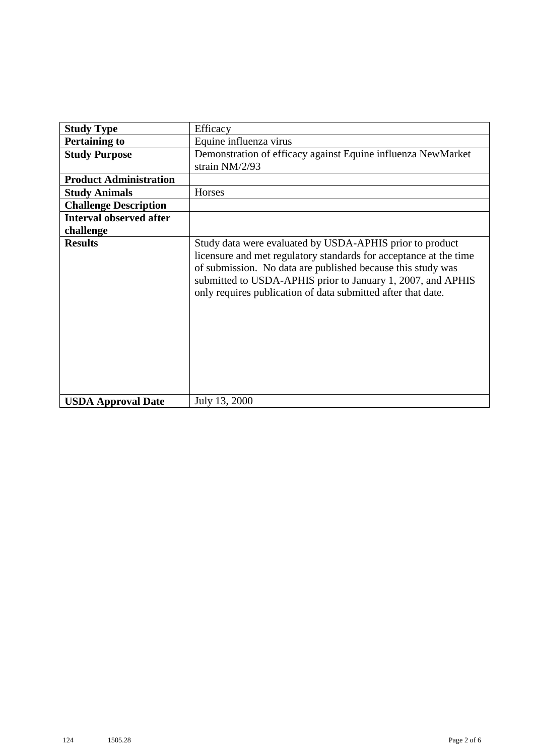| Study Type | Efficacy |
|---|---|
| **Pertaining to** | Equine influenza virus |
| **Study Purpose** | Demonstration of efficacy against Equine influenza NewMarket strain NM/2/93 |
| **Product Administration** | |
| **Study Animals** | Horses |
| **Challenge Description** | |
| **Interval observed after challenge** | |
| **Results** | Study data were evaluated by USDA-APHIS prior to product licensure and met regulatory standards for acceptance at the time of submission. No data are published because this study was submitted to USDA-APHIS prior to January 1, 2007, and APHIS only requires publication of data submitted after that date. |
| **USDA Approval Date** | July 13, 2000 |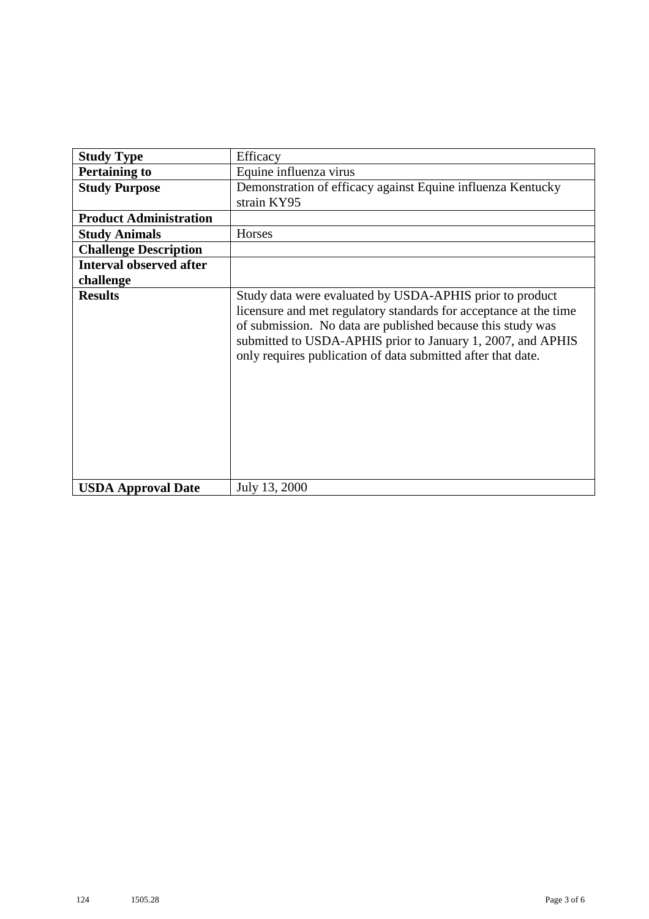| **Study Type** | Efficacy |
|---|---|
| **Pertaining to** | Equine influenza virus |
| **Study Purpose** | Demonstration of efficacy against Equine influenza Kentucky strain KY95 |
| **Product Administration** | |
| **Study Animals** | Horses |
| **Challenge Description** | |
| **Interval observed after challenge** | |
| **Results** | Study data were evaluated by USDA-APHIS prior to product licensure and met regulatory standards for acceptance at the time of submission. No data are published because this study was submitted to USDA-APHIS prior to January 1, 2007, and APHIS only requires publication of data submitted after that date. |
| **USDA Approval Date** | July 13, 2000 |

124 1505.28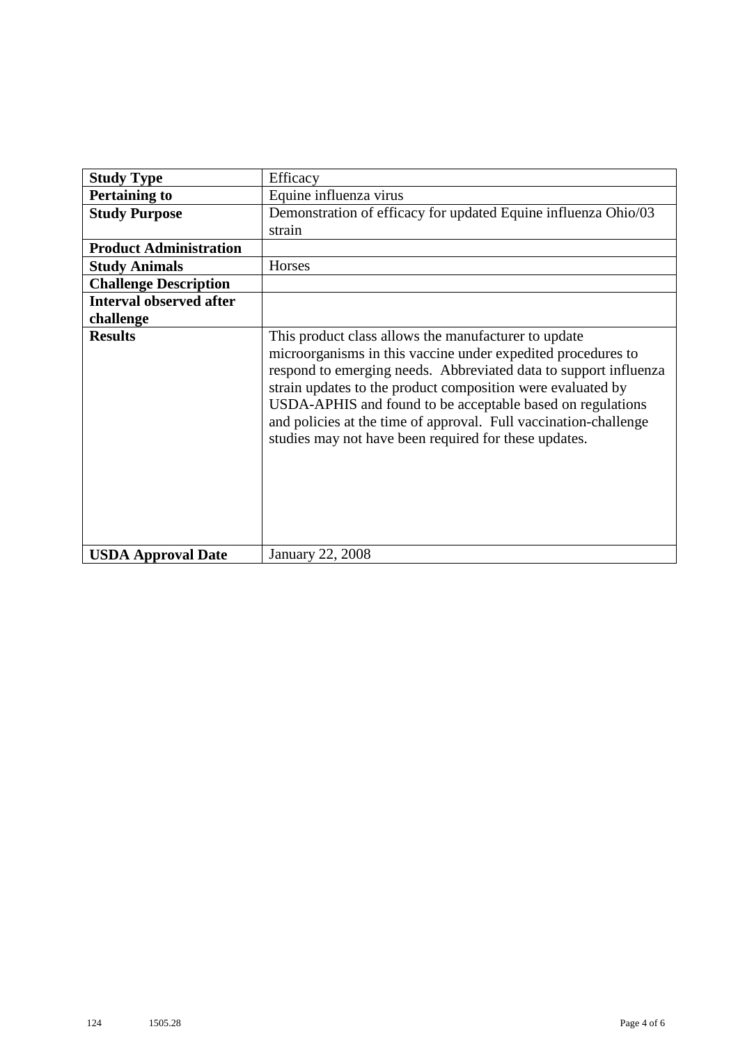| **Study Type** | Efficacy |
| --- | --- |
| **Pertaining to** | Equine influenza virus |
| **Study Purpose** | Demonstration of efficacy for updated Equine influenza Ohio/03 strain |
| **Product Administration** | |
| **Study Animals** | Horses |
| **Challenge Description** | |
| **Interval observed after challenge** | |
| **Results** | This product class allows the manufacturer to update microorganisms in this vaccine under expedited procedures to respond to emerging needs. Abbreviated data to support influenza strain updates to the product composition were evaluated by USDA-APHIS and found to be acceptable based on regulations and policies at the time of approval. Full vaccination-challenge studies may not have been required for these updates. |
| **USDA Approval Date** | January 22, 2008 |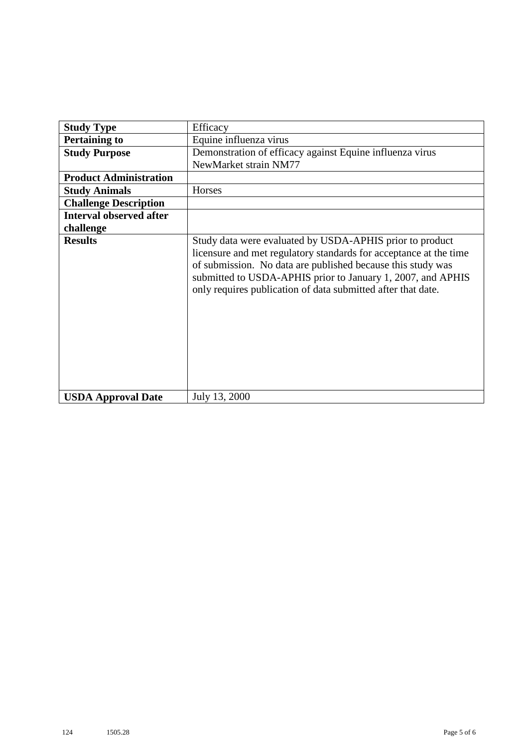| **Study Type** | Efficacy |
|---|---|
| **Pertaining to** | Equine influenza virus |
| **Study Purpose** | Demonstration of efficacy against Equine influenza virus NewMarket strain NM77 |
| **Product Administration** | |
| **Study Animals** | Horses |
| **Challenge Description** | |
| **Interval observed after challenge** | |
| **Results** | Study data were evaluated by USDA-APHIS prior to product licensure and met regulatory standards for acceptance at the time of submission. No data are published because this study was submitted to USDA-APHIS prior to January 1, 2007, and APHIS only requires publication of data submitted after that date. |
| **USDA Approval Date** | July 13, 2000 |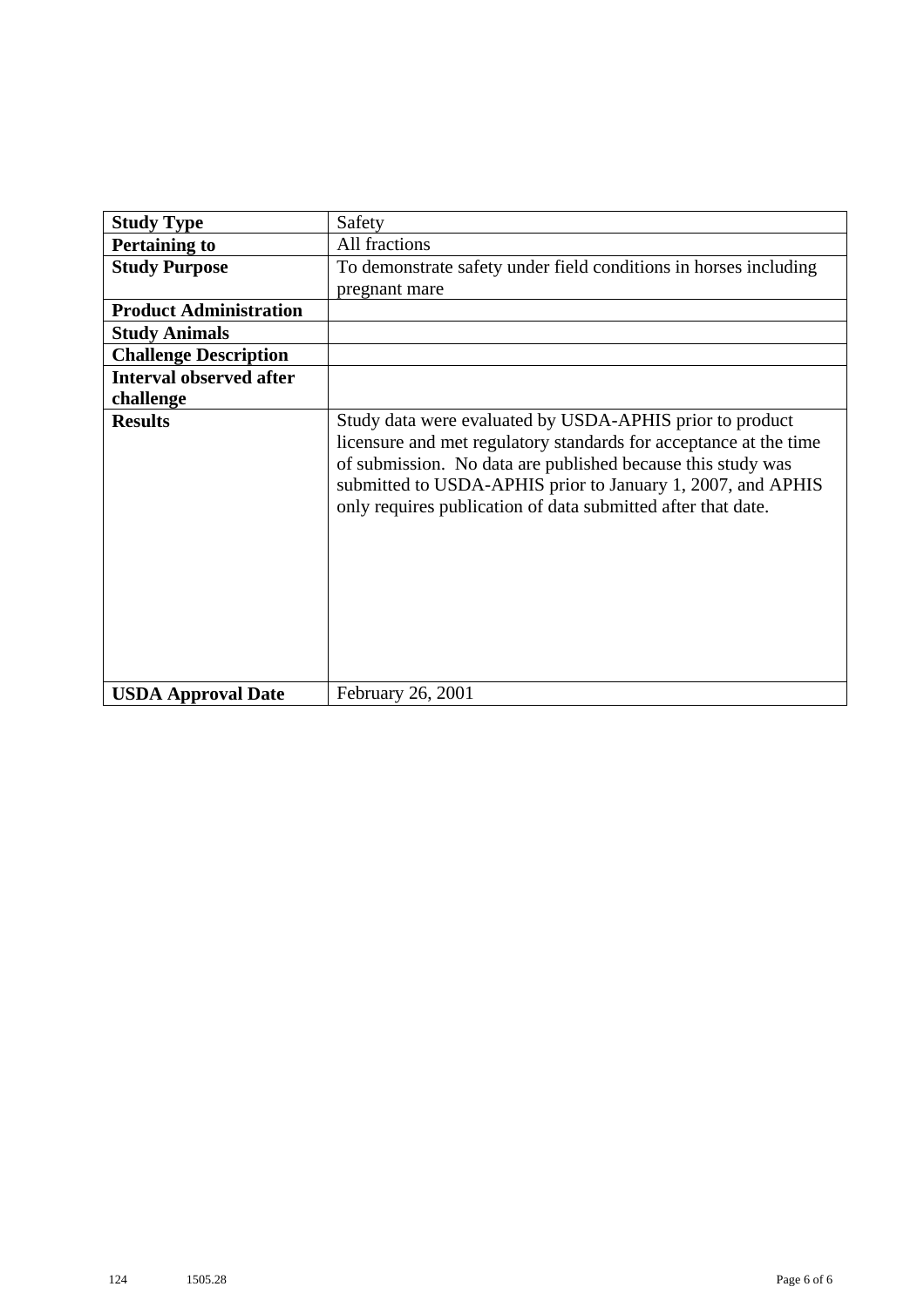| | |
|---|---|
| **Study Type** | Safety |
| **Pertaining to** | All fractions |
| **Study Purpose** | To demonstrate safety under field conditions in horses including pregnant mare |
| **Product Administration** | |
| **Study Animals** | |
| **Challenge Description** | |
| **Interval observed after challenge** | |
| **Results** | Study data were evaluated by USDA-APHIS prior to product licensure and met regulatory standards for acceptance at the time of submission. No data are published because this study was submitted to USDA-APHIS prior to January 1, 2007, and APHIS only requires publication of data submitted after that date. |
| **USDA Approval Date** | February 26, 2001 |

124 1505.28